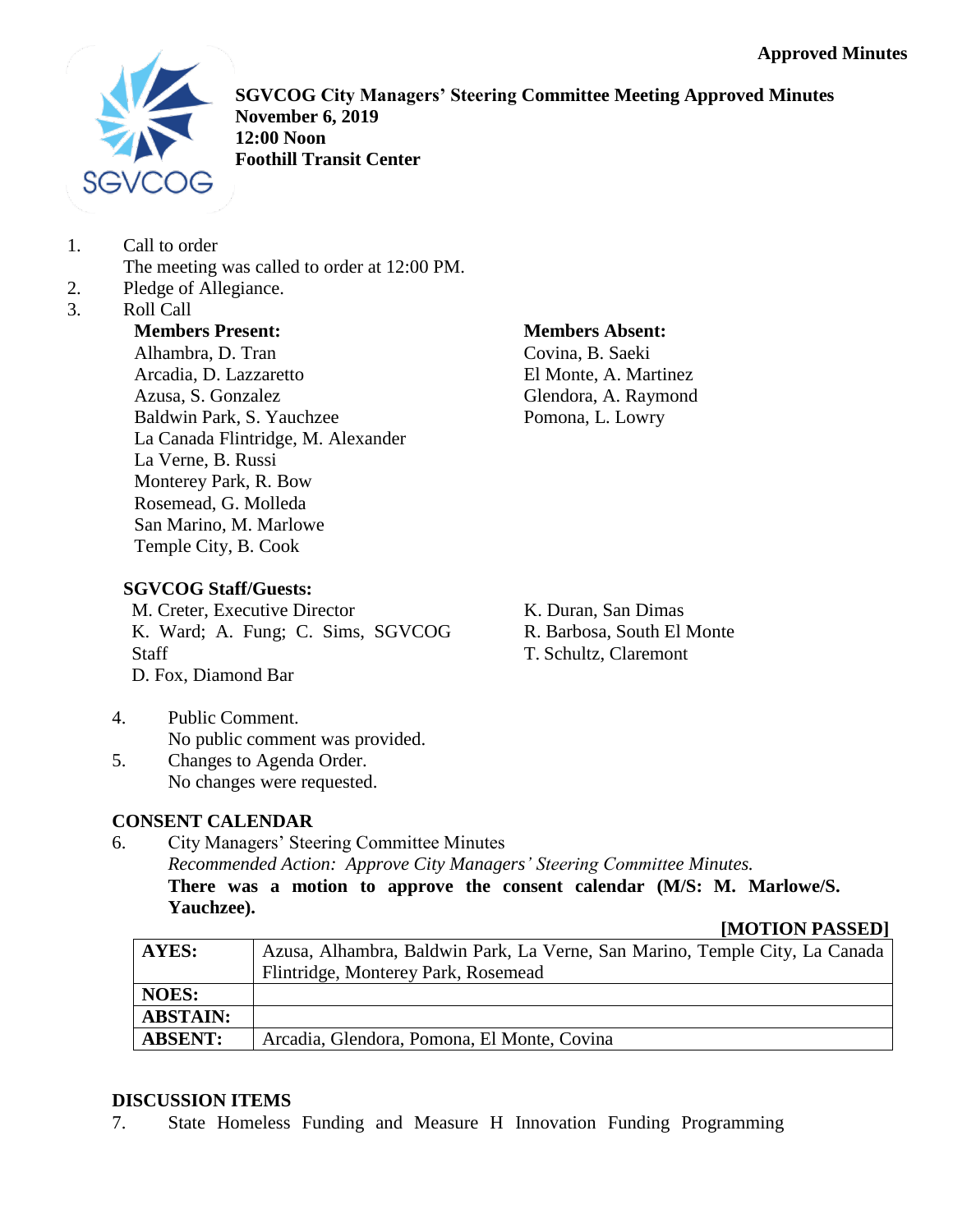**Approved Minutes**

**SGVCOG City Managers' Steering Committee Meeting Approved Minutes**
**November 6, 2019**
**12:00 Noon**
**Foothill Transit Center**

1. Call to order
   The meeting was called to order at 12:00 PM.
2. Pledge of Allegiance.
3. Roll Call

**Members Present:**
Alhambra, D. Tran
Arcadia, D. Lazzaretto
Azusa, S. Gonzalez
Baldwin Park, S. Yauchzee
La Canada Flintridge, M. Alexander
La Verne, B. Russi
Monterey Park, R. Bow
Rosemead, G. Molleda
San Marino, M. Marlowe
Temple City, B. Cook

**Members Absent:**
Covina, B. Saeki
El Monte, A. Martinez
Glendora, A. Raymond
Pomona, L. Lowry

**SGVCOG Staff/Guests:**
M. Creter, Executive Director
K. Ward; A. Fung; C. Sims, SGVCOG Staff
D. Fox, Diamond Bar
K. Duran, San Dimas
R. Barbosa, South El Monte
T. Schultz, Claremont

4. Public Comment.
   No public comment was provided.
5. Changes to Agenda Order.
   No changes were requested.

**CONSENT CALENDAR**

6. City Managers' Steering Committee Minutes
   *Recommended Action: Approve City Managers' Steering Committee Minutes.*
   **There was a motion to approve the consent calendar (M/S: M. Marlowe/S. Yauchzee).**

**[MOTION PASSED]**

| | |
|---|---|
| **AYES:** | Azusa, Alhambra, Baldwin Park, La Verne, San Marino, Temple City, La Canada Flintridge, Monterey Park, Rosemead |
| **NOES:** | |
| **ABSTAIN:** | |
| **ABSENT:** | Arcadia, Glendora, Pomona, El Monte, Covina |

**DISCUSSION ITEMS**

7. State Homeless Funding and Measure H Innovation Funding Programming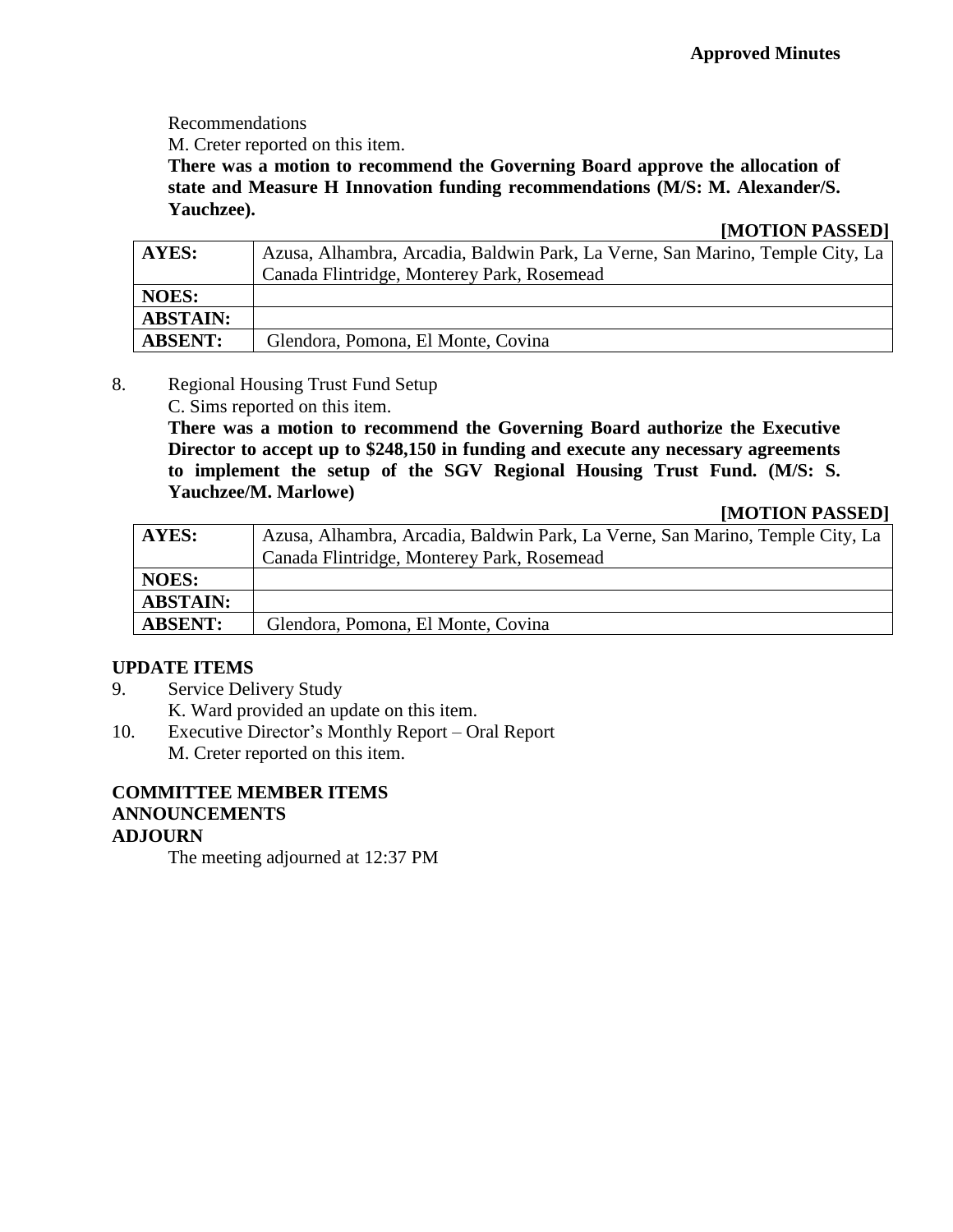Recommendations

M. Creter reported on this item.

**There was a motion to recommend the Governing Board approve the allocation of state and Measure H Innovation funding recommendations (M/S: M. Alexander/S. Yauchzee).**

**[MOTION PASSED]**

| | |
|---|---|
| **AYES:** | Azusa, Alhambra, Arcadia, Baldwin Park, La Verne, San Marino, Temple City, La Canada Flintridge, Monterey Park, Rosemead |
| **NOES:** | |
| **ABSTAIN:** | |
| **ABSENT:** | Glendora, Pomona, El Monte, Covina |

8. Regional Housing Trust Fund Setup

   C. Sims reported on this item.

   **There was a motion to recommend the Governing Board authorize the Executive Director to accept up to $248,150 in funding and execute any necessary agreements to implement the setup of the SGV Regional Housing Trust Fund. (M/S: S. Yauchzee/M. Marlowe)**

**[MOTION PASSED]**

| | |
|---|---|
| **AYES:** | Azusa, Alhambra, Arcadia, Baldwin Park, La Verne, San Marino, Temple City, La Canada Flintridge, Monterey Park, Rosemead |
| **NOES:** | |
| **ABSTAIN:** | |
| **ABSENT:** | Glendora, Pomona, El Monte, Covina |

**UPDATE ITEMS**

9. Service Delivery Study

   K. Ward provided an update on this item.

10. Executive Director's Monthly Report – Oral Report

   M. Creter reported on this item.

**COMMITTEE MEMBER ITEMS**

**ANNOUNCEMENTS**

**ADJOURN**

The meeting adjourned at 12:37 PM